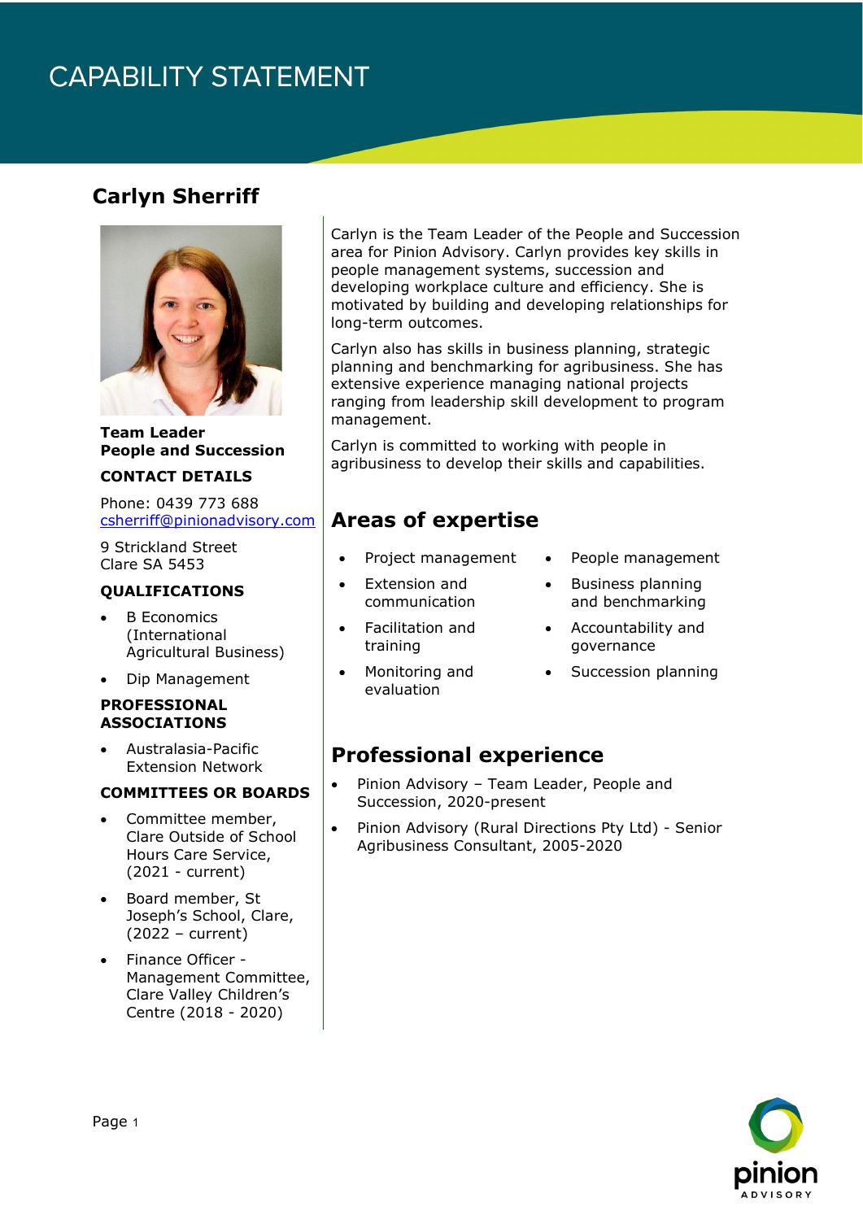# CAPABILITY STATEMENT

## Carlyn Sherriff

**Team Leader**
**People and Succession**

**CONTACT DETAILS**

Phone: 0439 773 688
csherriff@pinionadvisory.com

9 Strickland Street
Clare SA 5453

**QUALIFICATIONS**

- B Economics (International Agricultural Business)
- Dip Management

**PROFESSIONAL ASSOCIATIONS**

- Australasia-Pacific Extension Network

**COMMITTEES OR BOARDS**

- Committee member, Clare Outside of School Hours Care Service, (2021 - current)
- Board member, St Joseph's School, Clare, (2022 – current)
- Finance Officer - Management Committee, Clare Valley Children's Centre (2018 - 2020)

Carlyn is the Team Leader of the People and Succession area for Pinion Advisory. Carlyn provides key skills in people management systems, succession and developing workplace culture and efficiency. She is motivated by building and developing relationships for long-term outcomes.

Carlyn also has skills in business planning, strategic planning and benchmarking for agribusiness. She has extensive experience managing national projects ranging from leadership skill development to program management.

Carlyn is committed to working with people in agribusiness to develop their skills and capabilities.

## Areas of expertise

- Project management
- Extension and communication
- Facilitation and training
- Monitoring and evaluation
- People management
- Business planning and benchmarking
- Accountability and governance
- Succession planning

## Professional experience

- Pinion Advisory – Team Leader, People and Succession, 2020-present
- Pinion Advisory (Rural Directions Pty Ltd) - Senior Agribusiness Consultant, 2005-2020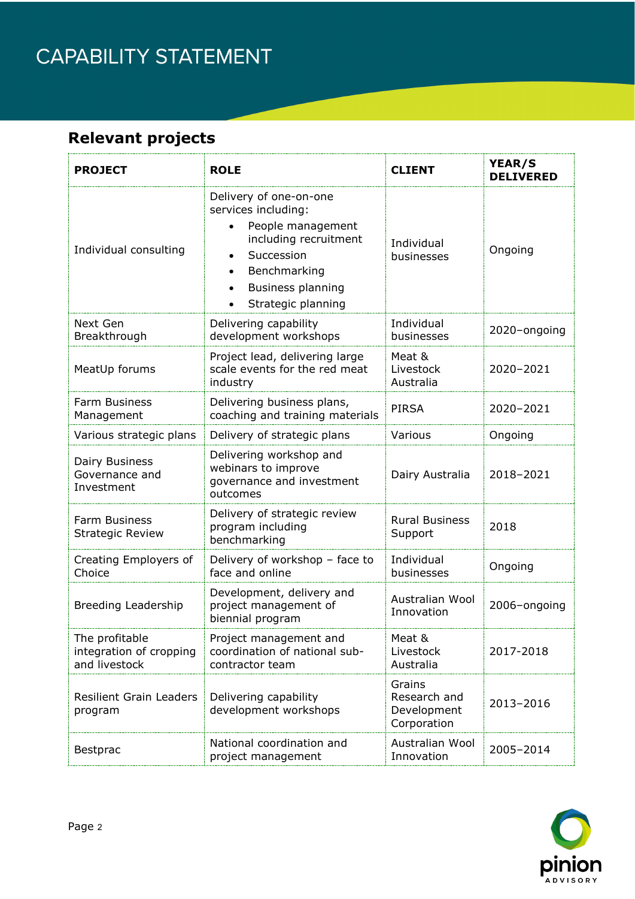# CAPABILITY STATEMENT

## Relevant projects

| PROJECT | ROLE | CLIENT | YEAR/S DELIVERED |
|---|---|---|---|
| Individual consulting | Delivery of one-on-one services including: <ul><li>People management including recruitment</li><li>Succession</li><li>Benchmarking</li><li>Business planning</li><li>Strategic planning</li></ul> | Individual businesses | Ongoing |
| Next Gen Breakthrough | Delivering capability development workshops | Individual businesses | 2020–ongoing |
| MeatUp forums | Project lead, delivering large scale events for the red meat industry | Meat & Livestock Australia | 2020–2021 |
| Farm Business Management | Delivering business plans, coaching and training materials | PIRSA | 2020–2021 |
| Various strategic plans | Delivery of strategic plans | Various | Ongoing |
| Dairy Business Governance and Investment | Delivering workshop and webinars to improve governance and investment outcomes | Dairy Australia | 2018–2021 |
| Farm Business Strategic Review | Delivery of strategic review program including benchmarking | Rural Business Support | 2018 |
| Creating Employers of Choice | Delivery of workshop – face to face and online | Individual businesses | Ongoing |
| Breeding Leadership | Development, delivery and project management of biennial program | Australian Wool Innovation | 2006–ongoing |
| The profitable integration of cropping and livestock | Project management and coordination of national sub-contractor team | Meat & Livestock Australia | 2017-2018 |
| Resilient Grain Leaders program | Delivering capability development workshops | Grains Research and Development Corporation | 2013–2016 |
| Bestprac | National coordination and project management | Australian Wool Innovation | 2005–2014 |

pinion ADVISORY